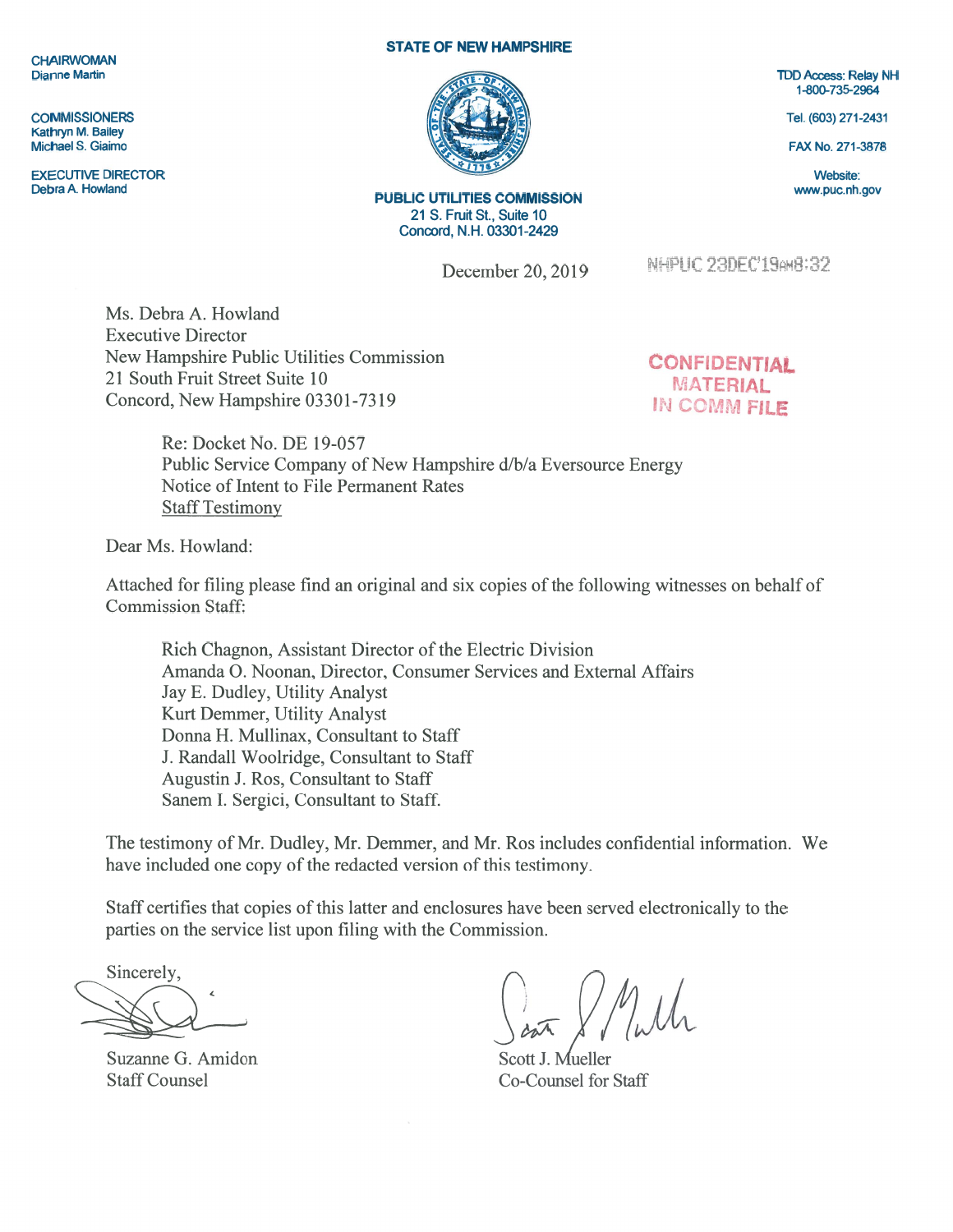CHAIRWOMAN
Dianne Martin

COMMISSIONERS
Kathryn M. Bailey
Michael S. Giaimo

EXECUTIVE DIRECTOR
Debra A. Howland

**STATE OF NEW HAMPSHIRE**

**PUBLIC UTILITIES COMMISSION**
21 S. Fruit St., Suite 10
Concord, N.H. 03301-2429

TDD Access: Relay NH
1-800-735-2964

Tel. (603) 271-2431

FAX No. 271-3878

Website:
www.puc.nh.gov

December 20, 2019

NHPUC 23DEC'19AM8:32

Ms. Debra A. Howland
Executive Director
New Hampshire Public Utilities Commission
21 South Fruit Street Suite 10
Concord, New Hampshire 03301-7319

CONFIDENTIAL MATERIAL IN COMM FILE

Re: Docket No. DE 19-057
Public Service Company of New Hampshire d/b/a Eversource Energy
Notice of Intent to File Permanent Rates
Staff Testimony

Dear Ms. Howland:

Attached for filing please find an original and six copies of the following witnesses on behalf of Commission Staff:

Rich Chagnon, Assistant Director of the Electric Division
Amanda O. Noonan, Director, Consumer Services and External Affairs
Jay E. Dudley, Utility Analyst
Kurt Demmer, Utility Analyst
Donna H. Mullinax, Consultant to Staff
J. Randall Woolridge, Consultant to Staff
Augustin J. Ros, Consultant to Staff
Sanem I. Sergici, Consultant to Staff.

The testimony of Mr. Dudley, Mr. Demmer, and Mr. Ros includes confidential information. We have included one copy of the redacted version of this testimony.

Staff certifies that copies of this latter and enclosures have been served electronically to the parties on the service list upon filing with the Commission.

Sincerely,

Suzanne G. Amidon
Staff Counsel

Scott J. Mueller
Co-Counsel for Staff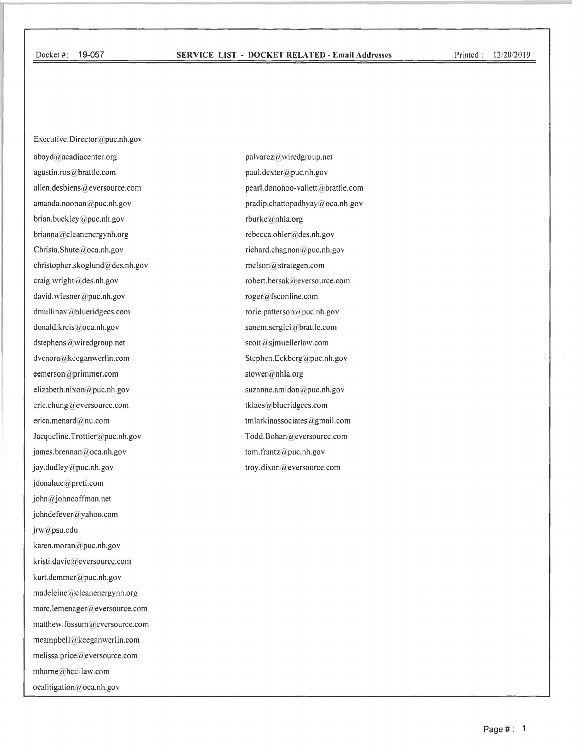Docket #: 19-057 **SERVICE LIST - DOCKET RELATED - Email Addresses** Printed: 12/20/2019

Executive.Director@puc.nh.gov
aboyd@acadiacenter.org
agustin.ros@brattle.com
allen.desbiens@eversource.com
amanda.noonan@puc.nh.gov
brian.buckley@puc.nh.gov
brianna@cleanenergynh.org
Christa.Shute@oca.nh.gov
christopher.skoglund@des.nh.gov
craig.wright@des.nh.gov
david.wiesner@puc.nh.gov
dmullinax@blueridgecs.com
donald.kreis@oca.nh.gov
dstephens@wiredgroup.net
dvenora@keeganwerlin.com
eemerson@primmer.com
elizabeth.nixon@puc.nh.gov
eric.chung@eversource.com
erica.menard@nu.com
Jacqueline.Trottier@puc.nh.gov
james.brennan@oca.nh.gov
jay.dudley@puc.nh.gov
jdonahue@preti.com
john@johncoffman.net
johndefever@yahoo.com
jrw@psu.edu
karen.moran@puc.nh.gov
kristi.davie@eversource.com
kurt.demmer@puc.nh.gov
madeleine@cleanenergynh.org
marc.lemenager@eversource.com
matthew.fossum@eversource.com
mcampbell@keeganwerlin.com
melissa.price@eversource.com
mhorne@hcc-law.com
ocalitigation@oca.nh.gov
palvarez@wiredgroup.net
paul.dexter@puc.nh.gov
pearl.donohoo-vallett@brattle.com
pradip.chattopadhyay@oca.nh.gov
rburke@nhla.org
rebecca.ohler@des.nh.gov
richard.chagnon@puc.nh.gov
rnelson@strategen.com
robert.bersak@eversource.com
roger@fsconline.com
rorie.patterson@puc.nh.gov
sanem.sergici@brattle.com
scott@sjmuellerlaw.com
Stephen.Eckberg@puc.nh.gov
stower@nhla.org
suzanne.amidon@puc.nh.gov
tklaes@blueridgecs.com
tmlarkinassociates@gmail.com
Todd.Bohan@eversource.com
tom.frantz@puc.nh.gov
troy.dixon@eversource.com